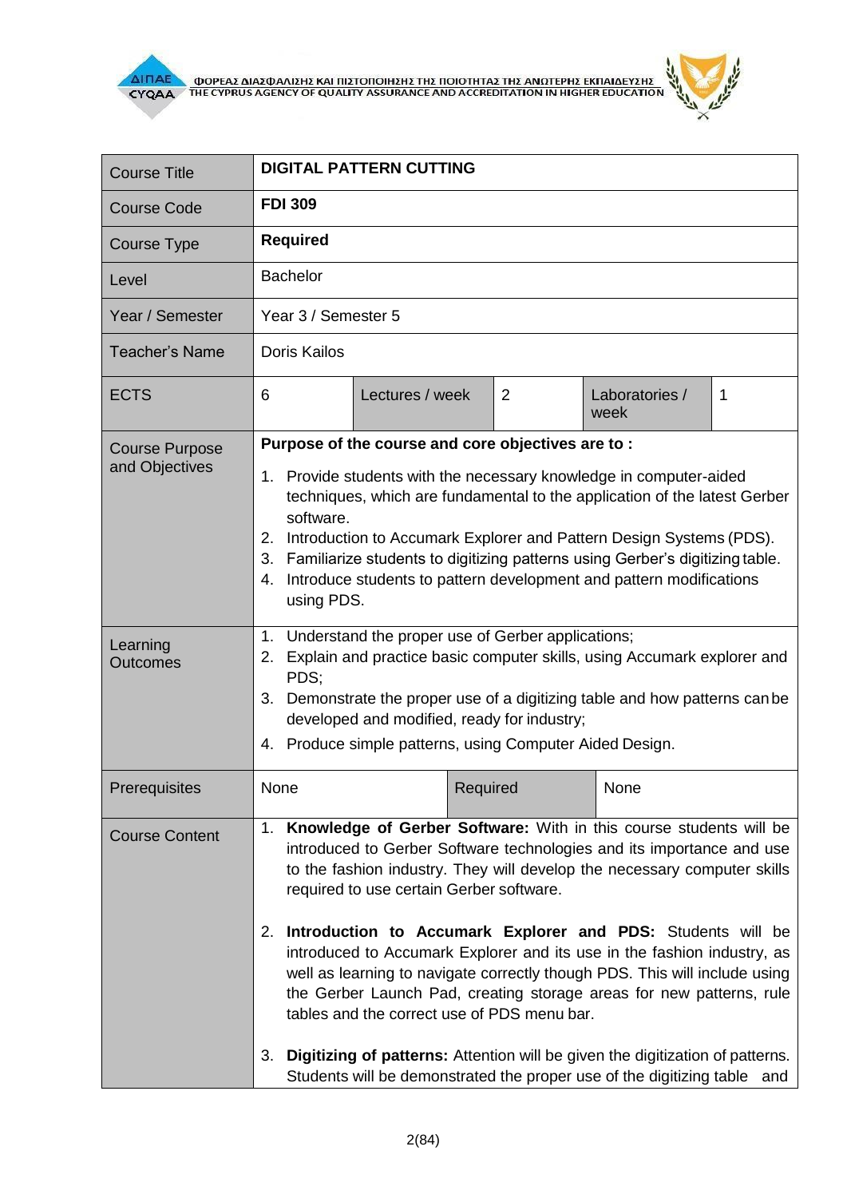| Course Title | **DIGITAL PATTERN CUTTING** | | | | |
|---|---|---|---|---|---|
| Course Code | **FDI 309** | | | | |
| Course Type | **Required** | | | | |
| Level | Bachelor | | | | |
| Year / Semester | Year 3 / Semester 5 | | | | |
| Teacher's Name | Doris Kailos | | | | |
| ECTS | 6 | Lectures / week | 2 | Laboratories / week | 1 |
| Course Purpose and Objectives | **Purpose of the course and core objectives are to :**<br>1. Provide students with the necessary knowledge in computer-aided techniques, which are fundamental to the application of the latest Gerber software.<br>2. Introduction to Accumark Explorer and Pattern Design Systems (PDS).<br>3. Familiarize students to digitizing patterns using Gerber's digitizing table.<br>4. Introduce students to pattern development and pattern modifications using PDS. | | | | |
| Learning Outcomes | 1. Understand the proper use of Gerber applications;<br>2. Explain and practice basic computer skills, using Accumark explorer and PDS;<br>3. Demonstrate the proper use of a digitizing table and how patterns can be developed and modified, ready for industry;<br>4. Produce simple patterns, using Computer Aided Design. | | | | |
| Prerequisites | None | Required | None | | |
| Course Content | 1. **Knowledge of Gerber Software:** With in this course students will be introduced to Gerber Software technologies and its importance and use to the fashion industry. They will develop the necessary computer skills required to use certain Gerber software.<br><br>2. **Introduction to Accumark Explorer and PDS:** Students will be introduced to Accumark Explorer and its use in the fashion industry, as well as learning to navigate correctly though PDS. This will include using the Gerber Launch Pad, creating storage areas for new patterns, rule tables and the correct use of PDS menu bar.<br><br>3. **Digitizing of patterns:** Attention will be given the digitization of patterns. Students will be demonstrated the proper use of the digitizing table and | | | | |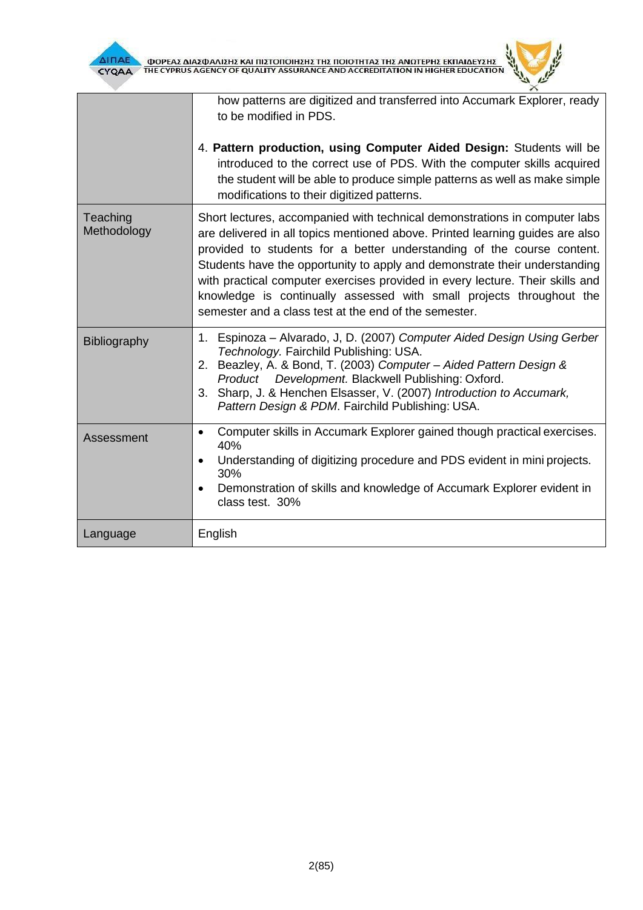| | |
|---|---|
| | how patterns are digitized and transferred into Accumark Explorer, ready to be modified in PDS.<br><br>4. **Pattern production, using Computer Aided Design:** Students will be introduced to the correct use of PDS. With the computer skills acquired the student will be able to produce simple patterns as well as make simple modifications to their digitized patterns. |
| Teaching Methodology | Short lectures, accompanied with technical demonstrations in computer labs are delivered in all topics mentioned above. Printed learning guides are also provided to students for a better understanding of the course content. Students have the opportunity to apply and demonstrate their understanding with practical computer exercises provided in every lecture. Their skills and knowledge is continually assessed with small projects throughout the semester and a class test at the end of the semester. |
| Bibliography | 1. Espinoza – Alvarado, J, D. (2007) *Computer Aided Design Using Gerber Technology.* Fairchild Publishing: USA.<br>2. Beazley, A. & Bond, T. (2003) *Computer – Aided Pattern Design & Product Development.* Blackwell Publishing: Oxford.<br>3. Sharp, J. & Henchen Elsasser, V. (2007) *Introduction to Accumark, Pattern Design & PDM*. Fairchild Publishing: USA. |
| Assessment | • Computer skills in Accumark Explorer gained though practical exercises. 40%<br>• Understanding of digitizing procedure and PDS evident in mini projects. 30%<br>• Demonstration of skills and knowledge of Accumark Explorer evident in class test. 30% |
| Language | English |